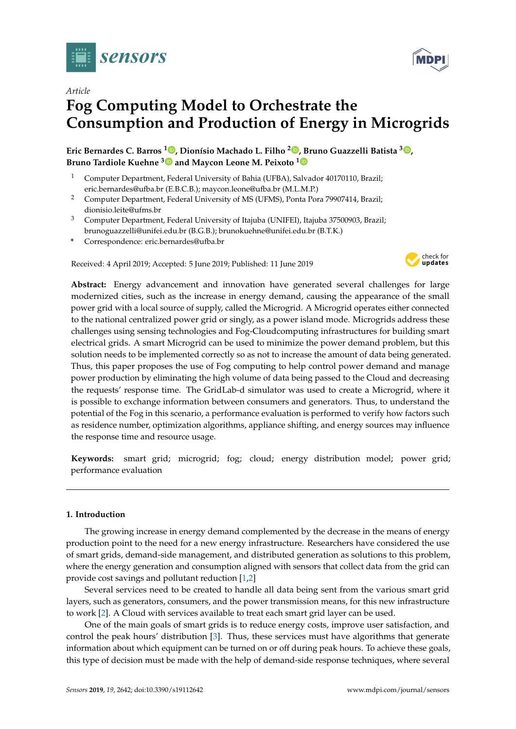*Article*

# Fog Computing Model to Orchestrate the Consumption and Production of Energy in Microgrids

**Eric Bernardes C. Barros [1], Dionísio Machado L. Filho [2], Bruno Guazzelli Batista [3], Bruno Tardiole Kuehne [3] and Maycon Leone M. Peixoto [1]**

1. Computer Department, Federal University of Bahia (UFBA), Salvador 40170110, Brazil; eric.bernardes@ufba.br (E.B.C.B.); maycon.leone@ufba.br (M.L.M.P.)
2. Computer Department, Federal University of MS (UFMS), Ponta Pora 79907414, Brazil; dionisio.leite@ufms.br
3. Computer Department, Federal University of Itajuba (UNIFEI), Itajuba 37500903, Brazil; brunoguazzelli@unifei.edu.br (B.G.B.); brunokuehne@unifei.edu.br (B.T.K.)

\* Correspondence: eric.bernardes@ufba.br

Received: 4 April 2019; Accepted: 5 June 2019; Published: 11 June 2019

**Abstract:** Energy advancement and innovation have generated several challenges for large modernized cities, such as the increase in energy demand, causing the appearance of the small power grid with a local source of supply, called the Microgrid. A Microgrid operates either connected to the national centralized power grid or singly, as a power island mode. Microgrids address these challenges using sensing technologies and Fog-Cloudcomputing infrastructures for building smart electrical grids. A smart Microgrid can be used to minimize the power demand problem, but this solution needs to be implemented correctly so as not to increase the amount of data being generated. Thus, this paper proposes the use of Fog computing to help control power demand and manage power production by eliminating the high volume of data being passed to the Cloud and decreasing the requests' response time. The GridLab-d simulator was used to create a Microgrid, where it is possible to exchange information between consumers and generators. Thus, to understand the potential of the Fog in this scenario, a performance evaluation is performed to verify how factors such as residence number, optimization algorithms, appliance shifting, and energy sources may influence the response time and resource usage.

**Keywords:** smart grid; microgrid; fog; cloud; energy distribution model; power grid; performance evaluation

## 1. Introduction

The growing increase in energy demand complemented by the decrease in the means of energy production point to the need for a new energy infrastructure. Researchers have considered the use of smart grids, demand-side management, and distributed generation as solutions to this problem, where the energy generation and consumption aligned with sensors that collect data from the grid can provide cost savings and pollutant reduction [1,2]

Several services need to be created to handle all data being sent from the various smart grid layers, such as generators, consumers, and the power transmission means, for this new infrastructure to work [2]. A Cloud with services available to treat each smart grid layer can be used.

One of the main goals of smart grids is to reduce energy costs, improve user satisfaction, and control the peak hours' distribution [3]. Thus, these services must have algorithms that generate information about which equipment can be turned on or off during peak hours. To achieve these goals, this type of decision must be made with the help of demand-side response techniques, where several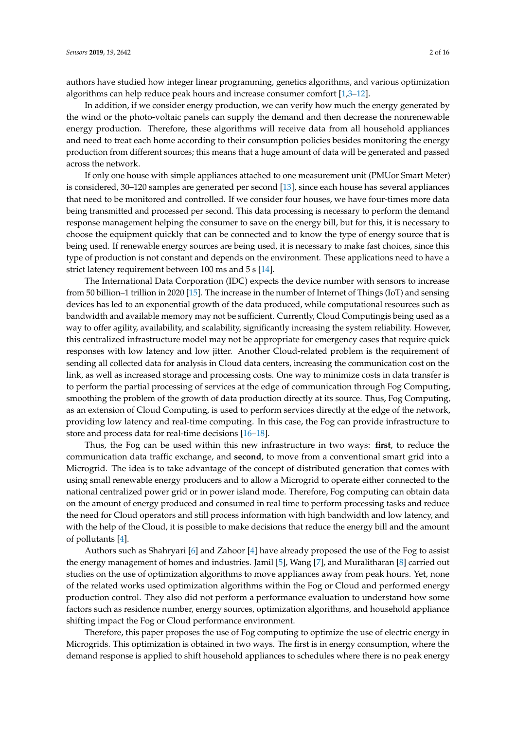authors have studied how integer linear programming, genetics algorithms, and various optimization algorithms can help reduce peak hours and increase consumer comfort [1,3–12].

In addition, if we consider energy production, we can verify how much the energy generated by the wind or the photo-voltaic panels can supply the demand and then decrease the nonrenewable energy production. Therefore, these algorithms will receive data from all household appliances and need to treat each home according to their consumption policies besides monitoring the energy production from different sources; this means that a huge amount of data will be generated and passed across the network.

If only one house with simple appliances attached to one measurement unit (PMUor Smart Meter) is considered, 30–120 samples are generated per second [13], since each house has several appliances that need to be monitored and controlled. If we consider four houses, we have four-times more data being transmitted and processed per second. This data processing is necessary to perform the demand response management helping the consumer to save on the energy bill, but for this, it is necessary to choose the equipment quickly that can be connected and to know the type of energy source that is being used. If renewable energy sources are being used, it is necessary to make fast choices, since this type of production is not constant and depends on the environment. These applications need to have a strict latency requirement between 100 ms and 5 s [14].

The International Data Corporation (IDC) expects the device number with sensors to increase from 50 billion–1 trillion in 2020 [15]. The increase in the number of Internet of Things (IoT) and sensing devices has led to an exponential growth of the data produced, while computational resources such as bandwidth and available memory may not be sufficient. Currently, Cloud Computingis being used as a way to offer agility, availability, and scalability, significantly increasing the system reliability. However, this centralized infrastructure model may not be appropriate for emergency cases that require quick responses with low latency and low jitter. Another Cloud-related problem is the requirement of sending all collected data for analysis in Cloud data centers, increasing the communication cost on the link, as well as increased storage and processing costs. One way to minimize costs in data transfer is to perform the partial processing of services at the edge of communication through Fog Computing, smoothing the problem of the growth of data production directly at its source. Thus, Fog Computing, as an extension of Cloud Computing, is used to perform services directly at the edge of the network, providing low latency and real-time computing. In this case, the Fog can provide infrastructure to store and process data for real-time decisions [16–18].

Thus, the Fog can be used within this new infrastructure in two ways: **first**, to reduce the communication data traffic exchange, and **second**, to move from a conventional smart grid into a Microgrid. The idea is to take advantage of the concept of distributed generation that comes with using small renewable energy producers and to allow a Microgrid to operate either connected to the national centralized power grid or in power island mode. Therefore, Fog computing can obtain data on the amount of energy produced and consumed in real time to perform processing tasks and reduce the need for Cloud operators and still process information with high bandwidth and low latency, and with the help of the Cloud, it is possible to make decisions that reduce the energy bill and the amount of pollutants [4].

Authors such as Shahryari [6] and Zahoor [4] have already proposed the use of the Fog to assist the energy management of homes and industries. Jamil [5], Wang [7], and Muralitharan [8] carried out studies on the use of optimization algorithms to move appliances away from peak hours. Yet, none of the related works used optimization algorithms within the Fog or Cloud and performed energy production control. They also did not perform a performance evaluation to understand how some factors such as residence number, energy sources, optimization algorithms, and household appliance shifting impact the Fog or Cloud performance environment.

Therefore, this paper proposes the use of Fog computing to optimize the use of electric energy in Microgrids. This optimization is obtained in two ways. The first is in energy consumption, where the demand response is applied to shift household appliances to schedules where there is no peak energy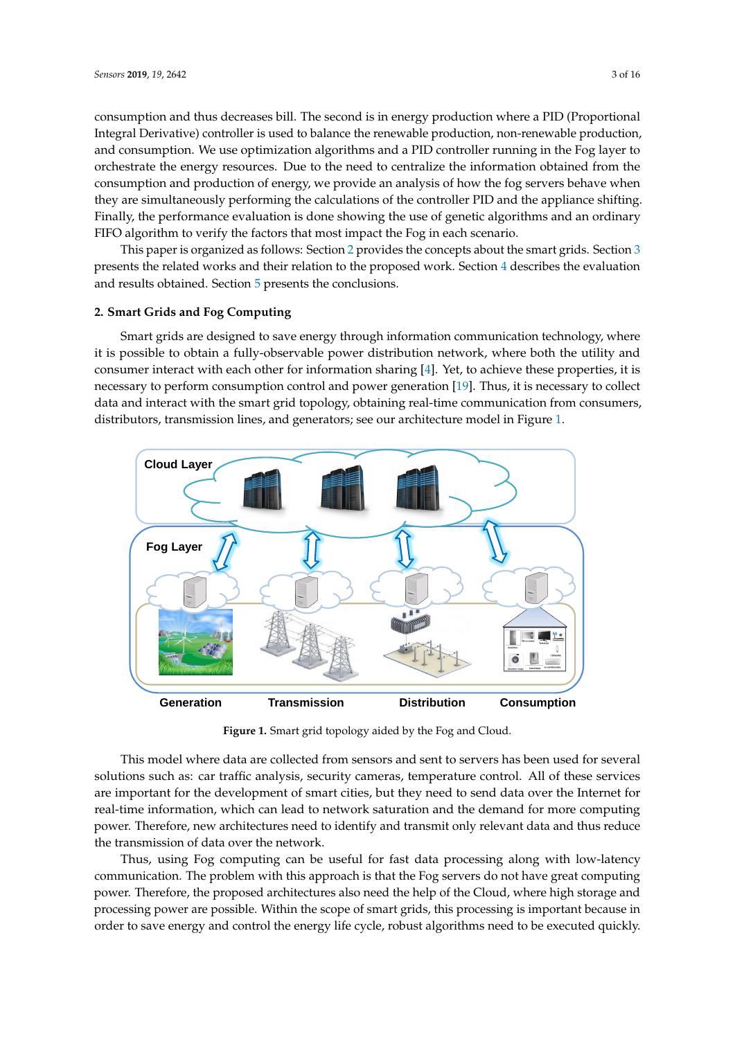consumption and thus decreases bill. The second is in energy production where a PID (Proportional Integral Derivative) controller is used to balance the renewable production, non-renewable production, and consumption. We use optimization algorithms and a PID controller running in the Fog layer to orchestrate the energy resources. Due to the need to centralize the information obtained from the consumption and production of energy, we provide an analysis of how the fog servers behave when they are simultaneously performing the calculations of the controller PID and the appliance shifting. Finally, the performance evaluation is done showing the use of genetic algorithms and an ordinary FIFO algorithm to verify the factors that most impact the Fog in each scenario.

This paper is organized as follows: Section 2 provides the concepts about the smart grids. Section 3 presents the related works and their relation to the proposed work. Section 4 describes the evaluation and results obtained. Section 5 presents the conclusions.

## 2. Smart Grids and Fog Computing

Smart grids are designed to save energy through information communication technology, where it is possible to obtain a fully-observable power distribution network, where both the utility and consumer interact with each other for information sharing [4]. Yet, to achieve these properties, it is necessary to perform consumption control and power generation [19]. Thus, it is necessary to collect data and interact with the smart grid topology, obtaining real-time communication from consumers, distributors, transmission lines, and generators; see our architecture model in Figure 1.

**Figure 1.** Smart grid topology aided by the Fog and Cloud.

This model where data are collected from sensors and sent to servers has been used for several solutions such as: car traffic analysis, security cameras, temperature control. All of these services are important for the development of smart cities, but they need to send data over the Internet for real-time information, which can lead to network saturation and the demand for more computing power. Therefore, new architectures need to identify and transmit only relevant data and thus reduce the transmission of data over the network.

Thus, using Fog computing can be useful for fast data processing along with low-latency communication. The problem with this approach is that the Fog servers do not have great computing power. Therefore, the proposed architectures also need the help of the Cloud, where high storage and processing power are possible. Within the scope of smart grids, this processing is important because in order to save energy and control the energy life cycle, robust algorithms need to be executed quickly.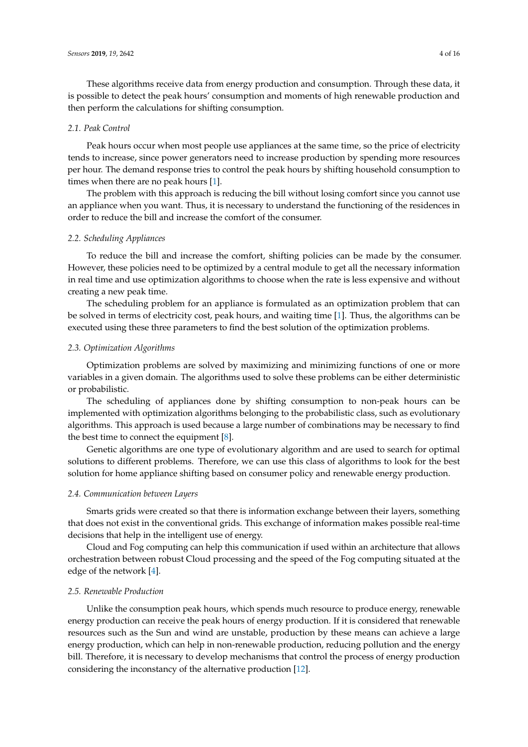These algorithms receive data from energy production and consumption. Through these data, it is possible to detect the peak hours' consumption and moments of high renewable production and then perform the calculations for shifting consumption.

### *2.1. Peak Control*

Peak hours occur when most people use appliances at the same time, so the price of electricity tends to increase, since power generators need to increase production by spending more resources per hour. The demand response tries to control the peak hours by shifting household consumption to times when there are no peak hours [1].

The problem with this approach is reducing the bill without losing comfort since you cannot use an appliance when you want. Thus, it is necessary to understand the functioning of the residences in order to reduce the bill and increase the comfort of the consumer.

### *2.2. Scheduling Appliances*

To reduce the bill and increase the comfort, shifting policies can be made by the consumer. However, these policies need to be optimized by a central module to get all the necessary information in real time and use optimization algorithms to choose when the rate is less expensive and without creating a new peak time.

The scheduling problem for an appliance is formulated as an optimization problem that can be solved in terms of electricity cost, peak hours, and waiting time [1]. Thus, the algorithms can be executed using these three parameters to find the best solution of the optimization problems.

### *2.3. Optimization Algorithms*

Optimization problems are solved by maximizing and minimizing functions of one or more variables in a given domain. The algorithms used to solve these problems can be either deterministic or probabilistic.

The scheduling of appliances done by shifting consumption to non-peak hours can be implemented with optimization algorithms belonging to the probabilistic class, such as evolutionary algorithms. This approach is used because a large number of combinations may be necessary to find the best time to connect the equipment [8].

Genetic algorithms are one type of evolutionary algorithm and are used to search for optimal solutions to different problems. Therefore, we can use this class of algorithms to look for the best solution for home appliance shifting based on consumer policy and renewable energy production.

### *2.4. Communication between Layers*

Smarts grids were created so that there is information exchange between their layers, something that does not exist in the conventional grids. This exchange of information makes possible real-time decisions that help in the intelligent use of energy.

Cloud and Fog computing can help this communication if used within an architecture that allows orchestration between robust Cloud processing and the speed of the Fog computing situated at the edge of the network [4].

### *2.5. Renewable Production*

Unlike the consumption peak hours, which spends much resource to produce energy, renewable energy production can receive the peak hours of energy production. If it is considered that renewable resources such as the Sun and wind are unstable, production by these means can achieve a large energy production, which can help in non-renewable production, reducing pollution and the energy bill. Therefore, it is necessary to develop mechanisms that control the process of energy production considering the inconstancy of the alternative production [12].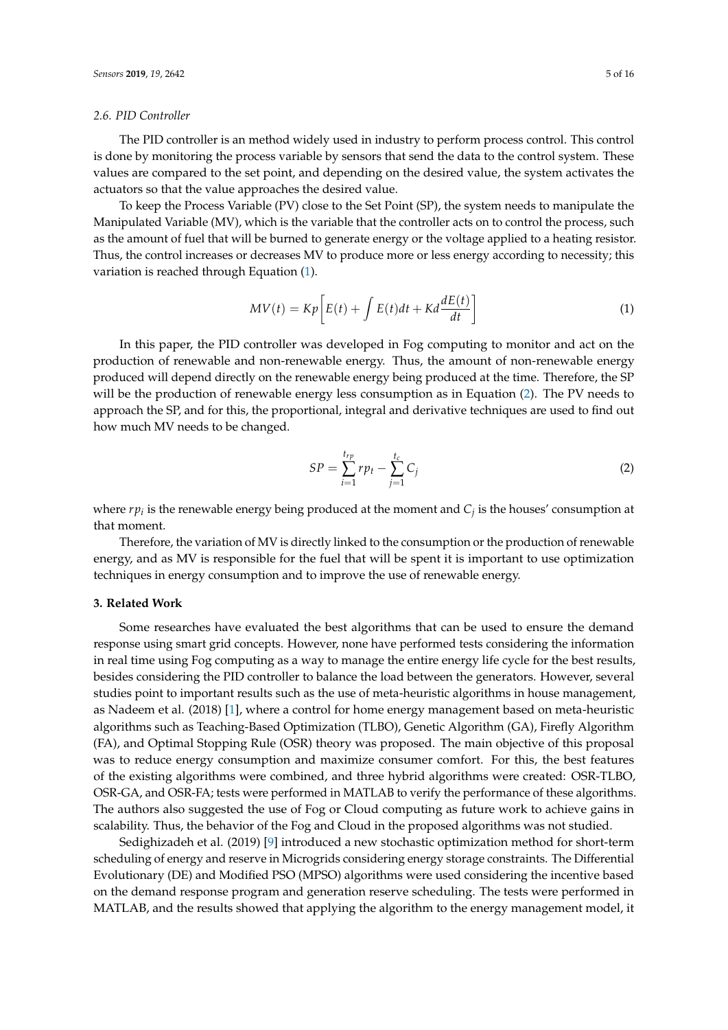### 2.6. PID Controller

The PID controller is an method widely used in industry to perform process control. This control is done by monitoring the process variable by sensors that send the data to the control system. These values are compared to the set point, and depending on the desired value, the system activates the actuators so that the value approaches the desired value.

To keep the Process Variable (PV) close to the Set Point (SP), the system needs to manipulate the Manipulated Variable (MV), which is the variable that the controller acts on to control the process, such as the amount of fuel that will be burned to generate energy or the voltage applied to a heating resistor. Thus, the control increases or decreases MV to produce more or less energy according to necessity; this variation is reached through Equation (1).

$$MV(t) = Kp\left[E(t) + \int E(t)dt + Kd\frac{dE(t)}{dt}\right] \tag{1}$$

In this paper, the PID controller was developed in Fog computing to monitor and act on the production of renewable and non-renewable energy. Thus, the amount of non-renewable energy produced will depend directly on the renewable energy being produced at the time. Therefore, the SP will be the production of renewable energy less consumption as in Equation (2). The PV needs to approach the SP, and for this, the proportional, integral and derivative techniques are used to find out how much MV needs to be changed.

$$SP = \sum_{i=1}^{t_{rp}} rp_t - \sum_{j=1}^{t_c} C_j \tag{2}$$

where $rp_i$ is the renewable energy being produced at the moment and $C_j$ is the houses' consumption at that moment.

Therefore, the variation of MV is directly linked to the consumption or the production of renewable energy, and as MV is responsible for the fuel that will be spent it is important to use optimization techniques in energy consumption and to improve the use of renewable energy.

## 3. Related Work

Some researches have evaluated the best algorithms that can be used to ensure the demand response using smart grid concepts. However, none have performed tests considering the information in real time using Fog computing as a way to manage the entire energy life cycle for the best results, besides considering the PID controller to balance the load between the generators. However, several studies point to important results such as the use of meta-heuristic algorithms in house management, as Nadeem et al. (2018) [1], where a control for home energy management based on meta-heuristic algorithms such as Teaching-Based Optimization (TLBO), Genetic Algorithm (GA), Firefly Algorithm (FA), and Optimal Stopping Rule (OSR) theory was proposed. The main objective of this proposal was to reduce energy consumption and maximize consumer comfort. For this, the best features of the existing algorithms were combined, and three hybrid algorithms were created: OSR-TLBO, OSR-GA, and OSR-FA; tests were performed in MATLAB to verify the performance of these algorithms. The authors also suggested the use of Fog or Cloud computing as future work to achieve gains in scalability. Thus, the behavior of the Fog and Cloud in the proposed algorithms was not studied.

Sedighizadeh et al. (2019) [9] introduced a new stochastic optimization method for short-term scheduling of energy and reserve in Microgrids considering energy storage constraints. The Differential Evolutionary (DE) and Modified PSO (MPSO) algorithms were used considering the incentive based on the demand response program and generation reserve scheduling. The tests were performed in MATLAB, and the results showed that applying the algorithm to the energy management model, it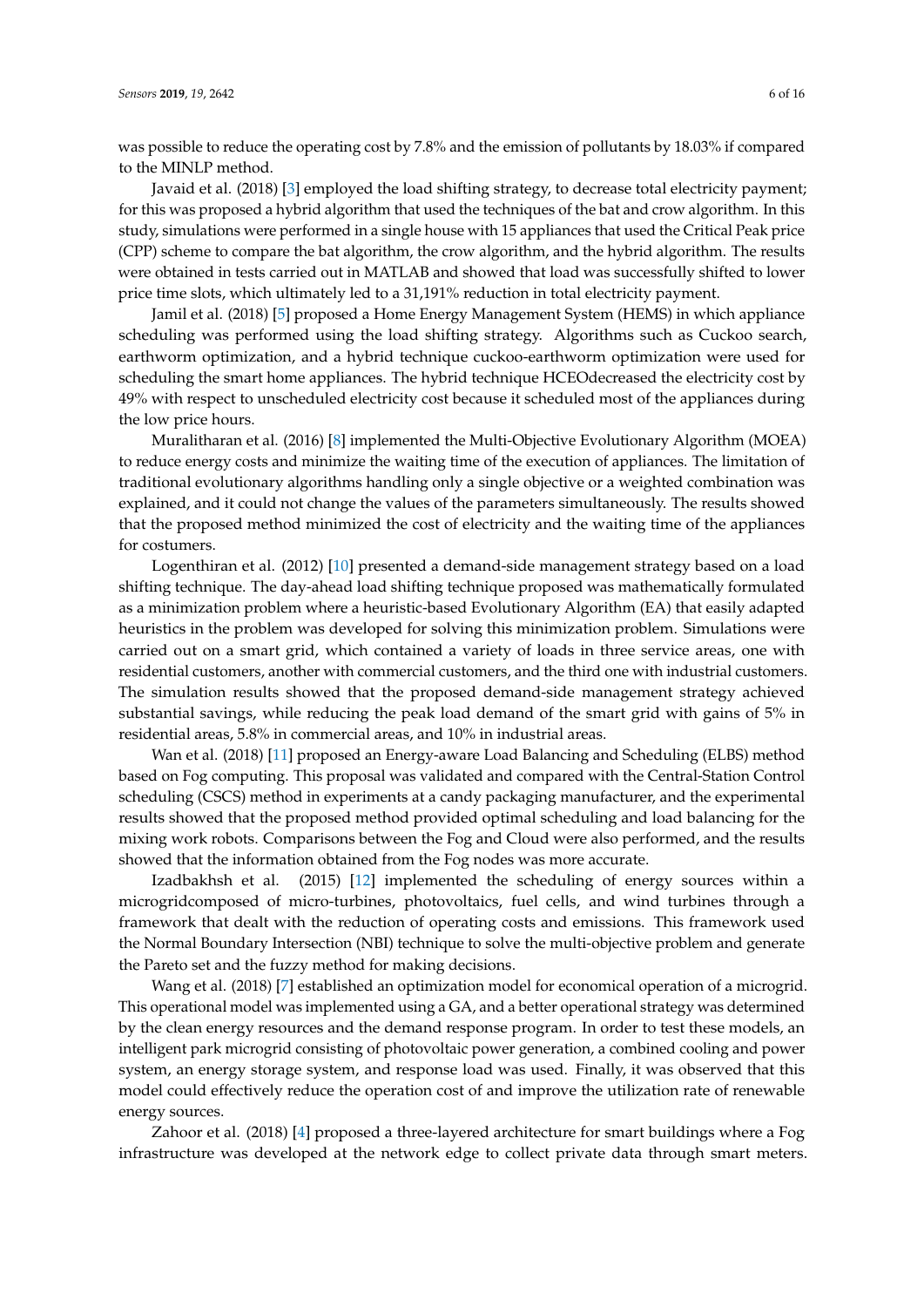was possible to reduce the operating cost by 7.8% and the emission of pollutants by 18.03% if compared to the MINLP method.

Javaid et al. (2018) [3] employed the load shifting strategy, to decrease total electricity payment; for this was proposed a hybrid algorithm that used the techniques of the bat and crow algorithm. In this study, simulations were performed in a single house with 15 appliances that used the Critical Peak price (CPP) scheme to compare the bat algorithm, the crow algorithm, and the hybrid algorithm. The results were obtained in tests carried out in MATLAB and showed that load was successfully shifted to lower price time slots, which ultimately led to a 31,191% reduction in total electricity payment.

Jamil et al. (2018) [5] proposed a Home Energy Management System (HEMS) in which appliance scheduling was performed using the load shifting strategy. Algorithms such as Cuckoo search, earthworm optimization, and a hybrid technique cuckoo-earthworm optimization were used for scheduling the smart home appliances. The hybrid technique HCEOdecreased the electricity cost by 49% with respect to unscheduled electricity cost because it scheduled most of the appliances during the low price hours.

Muralitharan et al. (2016) [8] implemented the Multi-Objective Evolutionary Algorithm (MOEA) to reduce energy costs and minimize the waiting time of the execution of appliances. The limitation of traditional evolutionary algorithms handling only a single objective or a weighted combination was explained, and it could not change the values of the parameters simultaneously. The results showed that the proposed method minimized the cost of electricity and the waiting time of the appliances for costumers.

Logenthiran et al. (2012) [10] presented a demand-side management strategy based on a load shifting technique. The day-ahead load shifting technique proposed was mathematically formulated as a minimization problem where a heuristic-based Evolutionary Algorithm (EA) that easily adapted heuristics in the problem was developed for solving this minimization problem. Simulations were carried out on a smart grid, which contained a variety of loads in three service areas, one with residential customers, another with commercial customers, and the third one with industrial customers. The simulation results showed that the proposed demand-side management strategy achieved substantial savings, while reducing the peak load demand of the smart grid with gains of 5% in residential areas, 5.8% in commercial areas, and 10% in industrial areas.

Wan et al. (2018) [11] proposed an Energy-aware Load Balancing and Scheduling (ELBS) method based on Fog computing. This proposal was validated and compared with the Central-Station Control scheduling (CSCS) method in experiments at a candy packaging manufacturer, and the experimental results showed that the proposed method provided optimal scheduling and load balancing for the mixing work robots. Comparisons between the Fog and Cloud were also performed, and the results showed that the information obtained from the Fog nodes was more accurate.

Izadbakhsh et al. (2015) [12] implemented the scheduling of energy sources within a microgridcomposed of micro-turbines, photovoltaics, fuel cells, and wind turbines through a framework that dealt with the reduction of operating costs and emissions. This framework used the Normal Boundary Intersection (NBI) technique to solve the multi-objective problem and generate the Pareto set and the fuzzy method for making decisions.

Wang et al. (2018) [7] established an optimization model for economical operation of a microgrid. This operational model was implemented using a GA, and a better operational strategy was determined by the clean energy resources and the demand response program. In order to test these models, an intelligent park microgrid consisting of photovoltaic power generation, a combined cooling and power system, an energy storage system, and response load was used. Finally, it was observed that this model could effectively reduce the operation cost of and improve the utilization rate of renewable energy sources.

Zahoor et al. (2018) [4] proposed a three-layered architecture for smart buildings where a Fog infrastructure was developed at the network edge to collect private data through smart meters.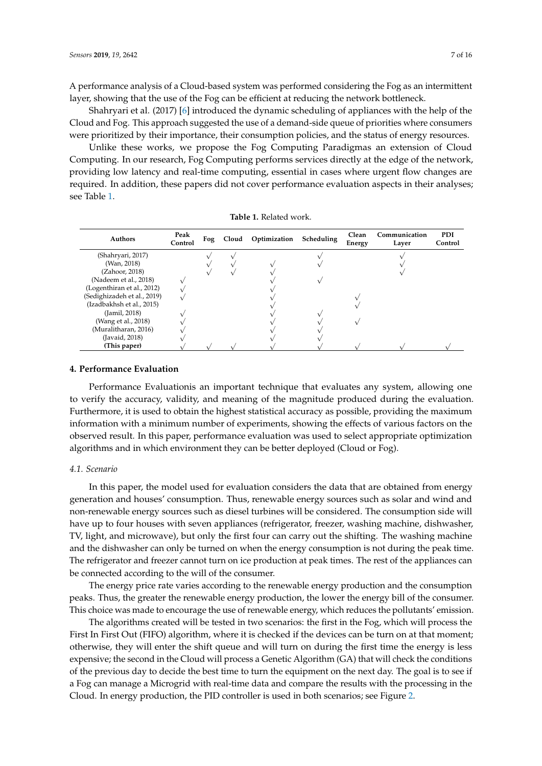A performance analysis of a Cloud-based system was performed considering the Fog as an intermittent layer, showing that the use of the Fog can be efficient at reducing the network bottleneck.

Shahryari et al. (2017) [6] introduced the dynamic scheduling of appliances with the help of the Cloud and Fog. This approach suggested the use of a demand-side queue of priorities where consumers were prioritized by their importance, their consumption policies, and the status of energy resources.

Unlike these works, we propose the Fog Computing Paradigmas an extension of Cloud Computing. In our research, Fog Computing performs services directly at the edge of the network, providing low latency and real-time computing, essential in cases where urgent flow changes are required. In addition, these papers did not cover performance evaluation aspects in their analyses; see Table 1.

**Table 1.** Related work.

| Authors | Peak Control | Fog | Cloud | Optimization | Scheduling | Clean Energy | Communication Layer | PDI Control |
|---|---|---|---|---|---|---|---|---|
| (Shahryari, 2017) | | √ | √ | | √ | | √ | |
| (Wan, 2018) | | √ | √ | √ | √ | | √ | |
| (Zahoor, 2018) | | √ | √ | √ | | | √ | |
| (Nadeem et al., 2018) | √ | | | √ | √ | | | |
| (Logenthiran et al., 2012) | √ | | | √ | | | | |
| (Sedighizadeh et al., 2019) | √ | | | √ | | √ | | |
| (Izadbakhsh et al., 2015) | | | | √ | | √ | | |
| (Jamil, 2018) | √ | | | √ | √ | | | |
| (Wang et al., 2018) | √ | | | √ | √ | √ | | |
| (Muralitharan, 2016) | √ | | | √ | √ | | | |
| (Javaid, 2018) | √ | | | √ | √ | | | |
| **(This paper)** | √ | √ | √ | √ | √ | √ | √ | √ |

## 4. Performance Evaluation

Performance Evaluationis an important technique that evaluates any system, allowing one to verify the accuracy, validity, and meaning of the magnitude produced during the evaluation. Furthermore, it is used to obtain the highest statistical accuracy as possible, providing the maximum information with a minimum number of experiments, showing the effects of various factors on the observed result. In this paper, performance evaluation was used to select appropriate optimization algorithms and in which environment they can be better deployed (Cloud or Fog).

### *4.1. Scenario*

In this paper, the model used for evaluation considers the data that are obtained from energy generation and houses' consumption. Thus, renewable energy sources such as solar and wind and non-renewable energy sources such as diesel turbines will be considered. The consumption side will have up to four houses with seven appliances (refrigerator, freezer, washing machine, dishwasher, TV, light, and microwave), but only the first four can carry out the shifting. The washing machine and the dishwasher can only be turned on when the energy consumption is not during the peak time. The refrigerator and freezer cannot turn on ice production at peak times. The rest of the appliances can be connected according to the will of the consumer.

The energy price rate varies according to the renewable energy production and the consumption peaks. Thus, the greater the renewable energy production, the lower the energy bill of the consumer. This choice was made to encourage the use of renewable energy, which reduces the pollutants' emission.

The algorithms created will be tested in two scenarios: the first in the Fog, which will process the First In First Out (FIFO) algorithm, where it is checked if the devices can be turn on at that moment; otherwise, they will enter the shift queue and will turn on during the first time the energy is less expensive; the second in the Cloud will process a Genetic Algorithm (GA) that will check the conditions of the previous day to decide the best time to turn the equipment on the next day. The goal is to see if a Fog can manage a Microgrid with real-time data and compare the results with the processing in the Cloud. In energy production, the PID controller is used in both scenarios; see Figure 2.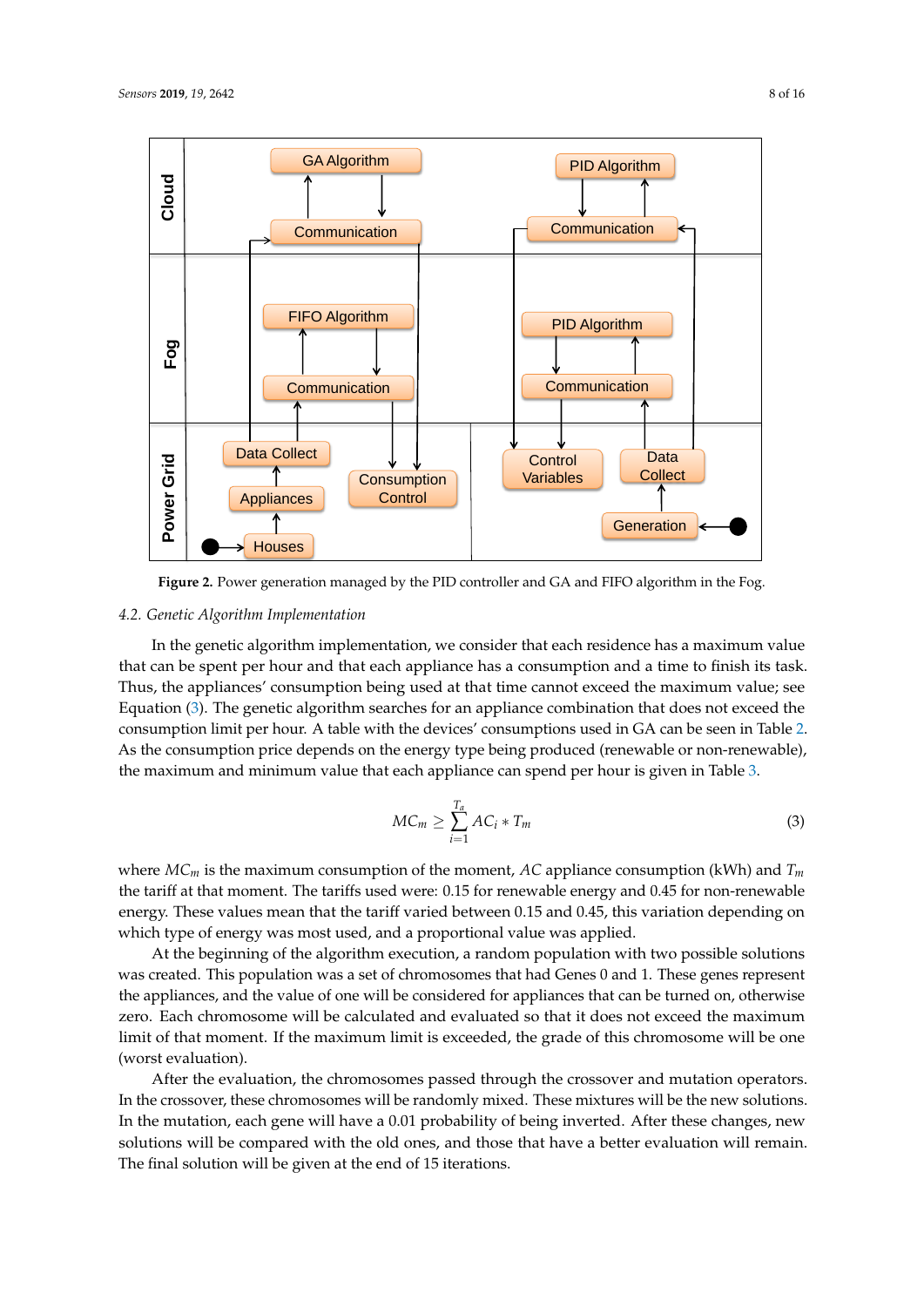Figure 2. Power generation managed by the PID controller and GA and FIFO algorithm in the Fog.

### 4.2. Genetic Algorithm Implementation

In the genetic algorithm implementation, we consider that each residence has a maximum value that can be spent per hour and that each appliance has a consumption and a time to finish its task. Thus, the appliances' consumption being used at that time cannot exceed the maximum value; see Equation (3). The genetic algorithm searches for an appliance combination that does not exceed the consumption limit per hour. A table with the devices' consumptions used in GA can be seen in Table 2. As the consumption price depends on the energy type being produced (renewable or non-renewable), the maximum and minimum value that each appliance can spend per hour is given in Table 3.

$$MC_m \geq \sum_{i=1}^{T_a} AC_i * T_m \tag{3}$$

where $MC_m$ is the maximum consumption of the moment, $AC$ appliance consumption (kWh) and $T_m$ the tariff at that moment. The tariffs used were: 0.15 for renewable energy and 0.45 for non-renewable energy. These values mean that the tariff varied between 0.15 and 0.45, this variation depending on which type of energy was most used, and a proportional value was applied.

At the beginning of the algorithm execution, a random population with two possible solutions was created. This population was a set of chromosomes that had Genes 0 and 1. These genes represent the appliances, and the value of one will be considered for appliances that can be turned on, otherwise zero. Each chromosome will be calculated and evaluated so that it does not exceed the maximum limit of that moment. If the maximum limit is exceeded, the grade of this chromosome will be one (worst evaluation).

After the evaluation, the chromosomes passed through the crossover and mutation operators. In the crossover, these chromosomes will be randomly mixed. These mixtures will be the new solutions. In the mutation, each gene will have a 0.01 probability of being inverted. After these changes, new solutions will be compared with the old ones, and those that have a better evaluation will remain. The final solution will be given at the end of 15 iterations.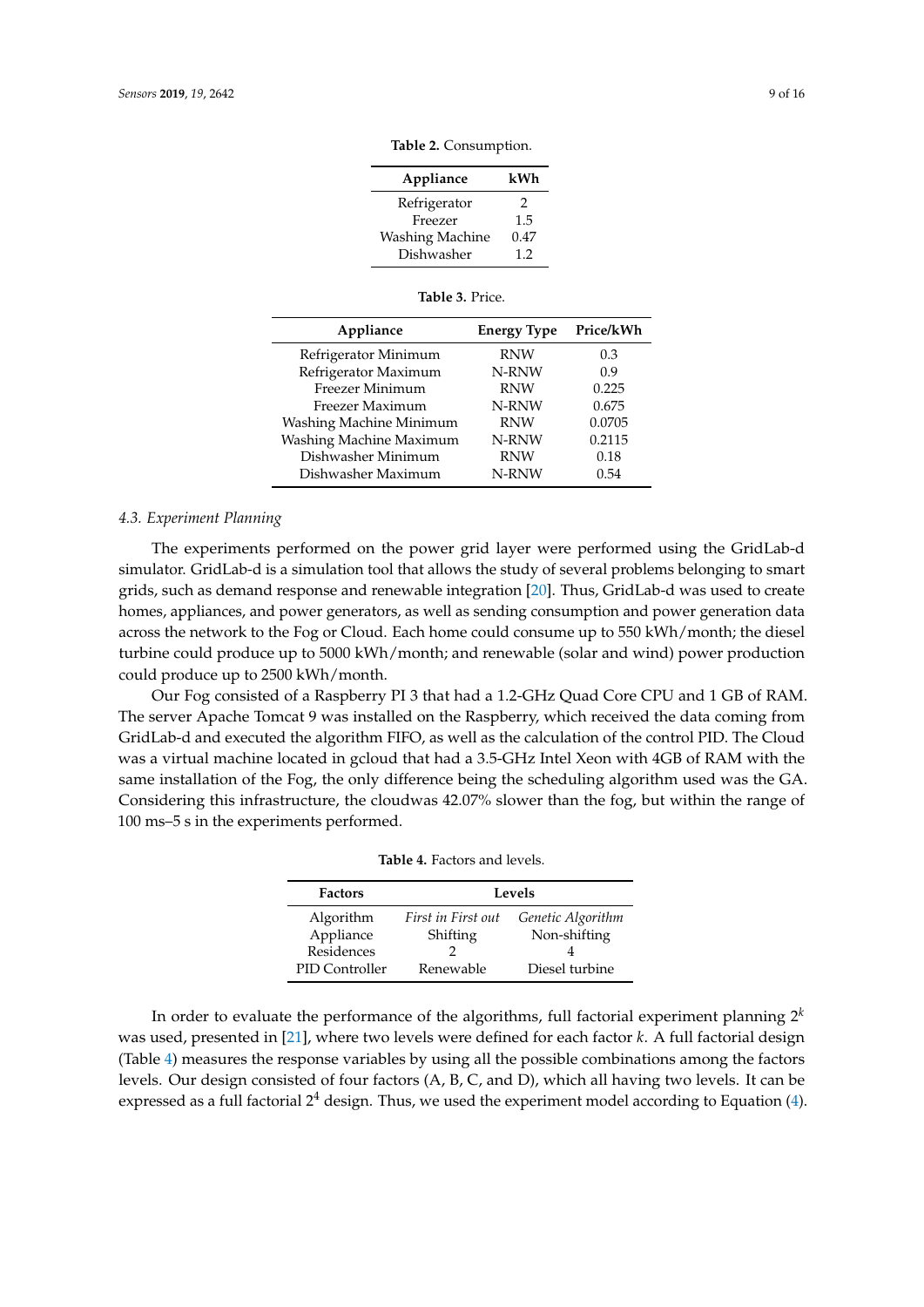**Table 2.** Consumption.

| Appliance | kWh |
|---|---|
| Refrigerator | 2 |
| Freezer | 1.5 |
| Washing Machine | 0.47 |
| Dishwasher | 1.2 |

**Table 3.** Price.

| Appliance | Energy Type | Price/kWh |
|---|---|---|
| Refrigerator Minimum | RNW | 0.3 |
| Refrigerator Maximum | N-RNW | 0.9 |
| Freezer Minimum | RNW | 0.225 |
| Freezer Maximum | N-RNW | 0.675 |
| Washing Machine Minimum | RNW | 0.0705 |
| Washing Machine Maximum | N-RNW | 0.2115 |
| Dishwasher Minimum | RNW | 0.18 |
| Dishwasher Maximum | N-RNW | 0.54 |

### *4.3. Experiment Planning*

The experiments performed on the power grid layer were performed using the GridLab-d simulator. GridLab-d is a simulation tool that allows the study of several problems belonging to smart grids, such as demand response and renewable integration [20]. Thus, GridLab-d was used to create homes, appliances, and power generators, as well as sending consumption and power generation data across the network to the Fog or Cloud. Each home could consume up to 550 kWh/month; the diesel turbine could produce up to 5000 kWh/month; and renewable (solar and wind) power production could produce up to 2500 kWh/month.

Our Fog consisted of a Raspberry PI 3 that had a 1.2-GHz Quad Core CPU and 1 GB of RAM. The server Apache Tomcat 9 was installed on the Raspberry, which received the data coming from GridLab-d and executed the algorithm FIFO, as well as the calculation of the control PID. The Cloud was a virtual machine located in gcloud that had a 3.5-GHz Intel Xeon with 4GB of RAM with the same installation of the Fog, the only difference being the scheduling algorithm used was the GA. Considering this infrastructure, the cloudwas 42.07% slower than the fog, but within the range of 100 ms–5 s in the experiments performed.

**Table 4.** Factors and levels.

| Factors | Levels | |
|---|---|---|
| Algorithm | *First in First out* | *Genetic Algorithm* |
| Appliance | Shifting | Non-shifting |
| Residences | 2 | 4 |
| PID Controller | Renewable | Diesel turbine |

In order to evaluate the performance of the algorithms, full factorial experiment planning $2^k$ was used, presented in [21], where two levels were defined for each factor $k$. A full factorial design (Table 4) measures the response variables by using all the possible combinations among the factors levels. Our design consisted of four factors (A, B, C, and D), which all having two levels. It can be expressed as a full factorial $2^4$ design. Thus, we used the experiment model according to Equation (4).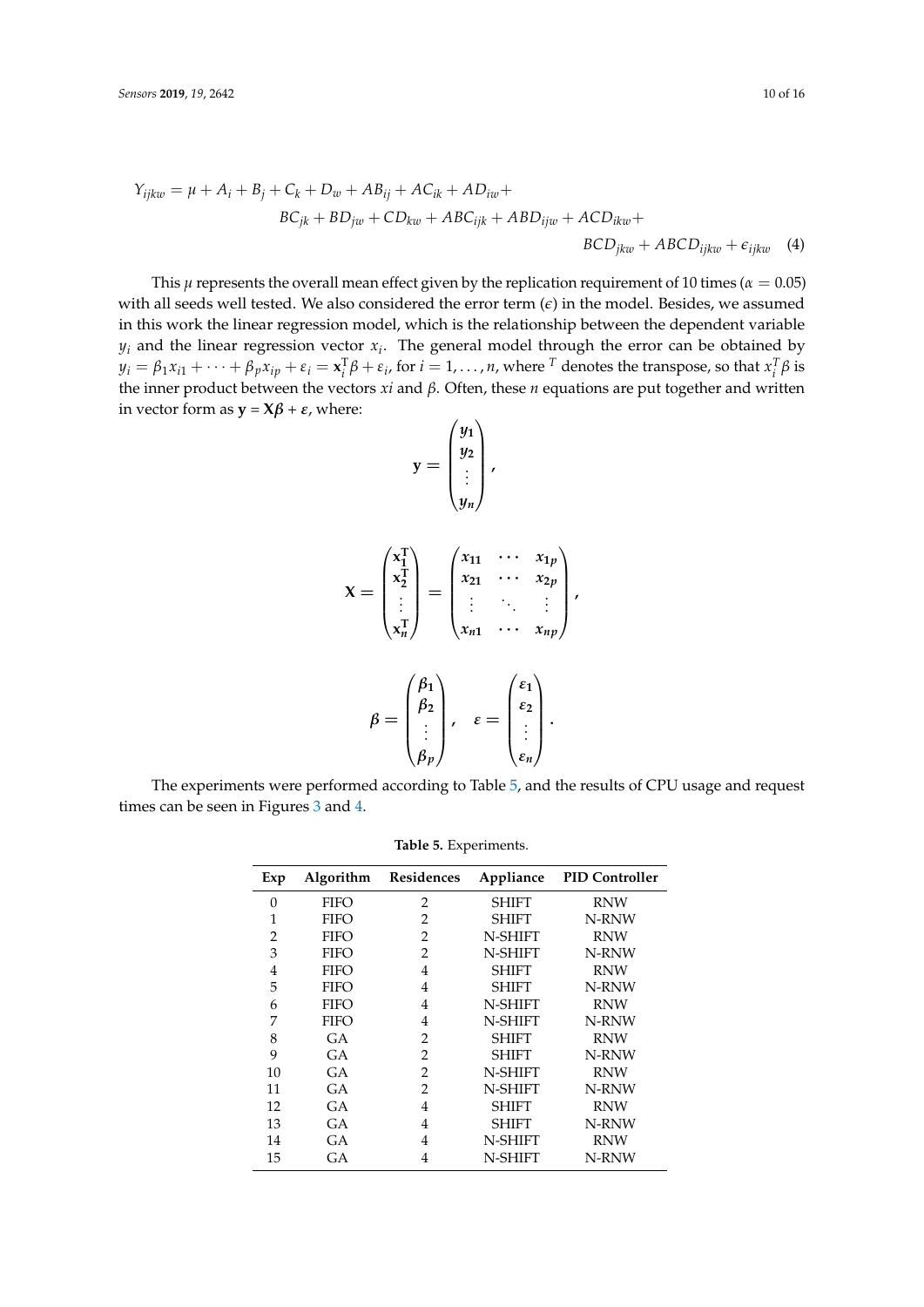$$
\begin{aligned}
Y_{ijkw} = \mu + A_i + B_j + C_k + D_w + AB_{ij} + AC_{ik} + AD_{iw} + \\
BC_{jk} + BD_{jw} + CD_{kw} + ABC_{ijk} + ABD_{ijw} + ACD_{ikw} + \\
BCD_{jkw} + ABCD_{ijkw} + \epsilon_{ijkw} \quad (4)
\end{aligned}
$$

This $\mu$ represents the overall mean effect given by the replication requirement of 10 times ($\alpha = 0.05$) with all seeds well tested. We also considered the error term ($\epsilon$) in the model. Besides, we assumed in this work the linear regression model, which is the relationship between the dependent variable $y_i$ and the linear regression vector $x_i$. The general model through the error can be obtained by $y_i = \beta_1 x_{i1} + \cdots + \beta_p x_{ip} + \varepsilon_i = \mathbf{x}_i^{\mathrm{T}} \beta + \varepsilon_i$, for $i = 1, \ldots, n$, where $^T$ denotes the transpose, so that $x_i^T \beta$ is the inner product between the vectors $xi$ and $\beta$. Often, these $n$ equations are put together and written in vector form as $\mathbf{y} = \mathbf{X}\boldsymbol{\beta} + \boldsymbol{\varepsilon}$, where:

$$
\mathbf{y} = \begin{pmatrix} y_1 \\ y_2 \\ \vdots \\ y_n \end{pmatrix},
$$

$$
\mathbf{X} = \begin{pmatrix} \mathbf{x}_1^{\mathrm{T}} \\ \mathbf{x}_2^{\mathrm{T}} \\ \vdots \\ \mathbf{x}_n^{\mathrm{T}} \end{pmatrix} = \begin{pmatrix} x_{11} & \cdots & x_{1p} \\ x_{21} & \cdots & x_{2p} \\ \vdots & \ddots & \vdots \\ x_{n1} & \cdots & x_{np} \end{pmatrix},
$$

$$
\boldsymbol{\beta} = \begin{pmatrix} \beta_1 \\ \beta_2 \\ \vdots \\ \beta_p \end{pmatrix}, \quad \varepsilon = \begin{pmatrix} \varepsilon_1 \\ \varepsilon_2 \\ \vdots \\ \varepsilon_n \end{pmatrix}.
$$

The experiments were performed according to Table 5, and the results of CPU usage and request times can be seen in Figures 3 and 4.

**Table 5.** Experiments.

| Exp | Algorithm | Residences | Appliance | PID Controller |
|---|---|---|---|---|
| 0 | FIFO | 2 | SHIFT | RNW |
| 1 | FIFO | 2 | SHIFT | N-RNW |
| 2 | FIFO | 2 | N-SHIFT | RNW |
| 3 | FIFO | 2 | N-SHIFT | N-RNW |
| 4 | FIFO | 4 | SHIFT | RNW |
| 5 | FIFO | 4 | SHIFT | N-RNW |
| 6 | FIFO | 4 | N-SHIFT | RNW |
| 7 | FIFO | 4 | N-SHIFT | N-RNW |
| 8 | GA | 2 | SHIFT | RNW |
| 9 | GA | 2 | SHIFT | N-RNW |
| 10 | GA | 2 | N-SHIFT | RNW |
| 11 | GA | 2 | N-SHIFT | N-RNW |
| 12 | GA | 4 | SHIFT | RNW |
| 13 | GA | 4 | SHIFT | N-RNW |
| 14 | GA | 4 | N-SHIFT | RNW |
| 15 | GA | 4 | N-SHIFT | N-RNW |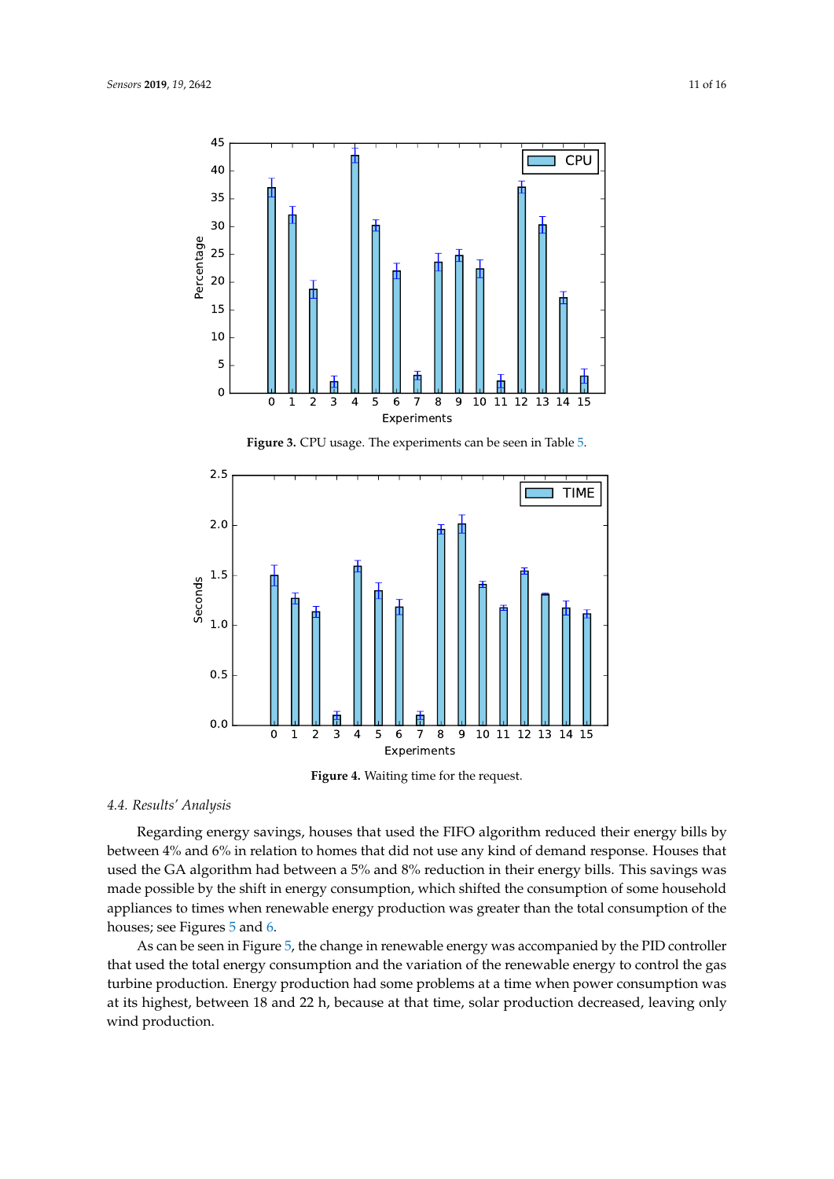**Figure 3.** CPU usage. The experiments can be seen in Table 5.

**Figure 4.** Waiting time for the request.

### 4.4. Results' Analysis

Regarding energy savings, houses that used the FIFO algorithm reduced their energy bills by between 4% and 6% in relation to homes that did not use any kind of demand response. Houses that used the GA algorithm had between a 5% and 8% reduction in their energy bills. This savings was made possible by the shift in energy consumption, which shifted the consumption of some household appliances to times when renewable energy production was greater than the total consumption of the houses; see Figures 5 and 6.

As can be seen in Figure 5, the change in renewable energy was accompanied by the PID controller that used the total energy consumption and the variation of the renewable energy to control the gas turbine production. Energy production had some problems at a time when power consumption was at its highest, between 18 and 22 h, because at that time, solar production decreased, leaving only wind production.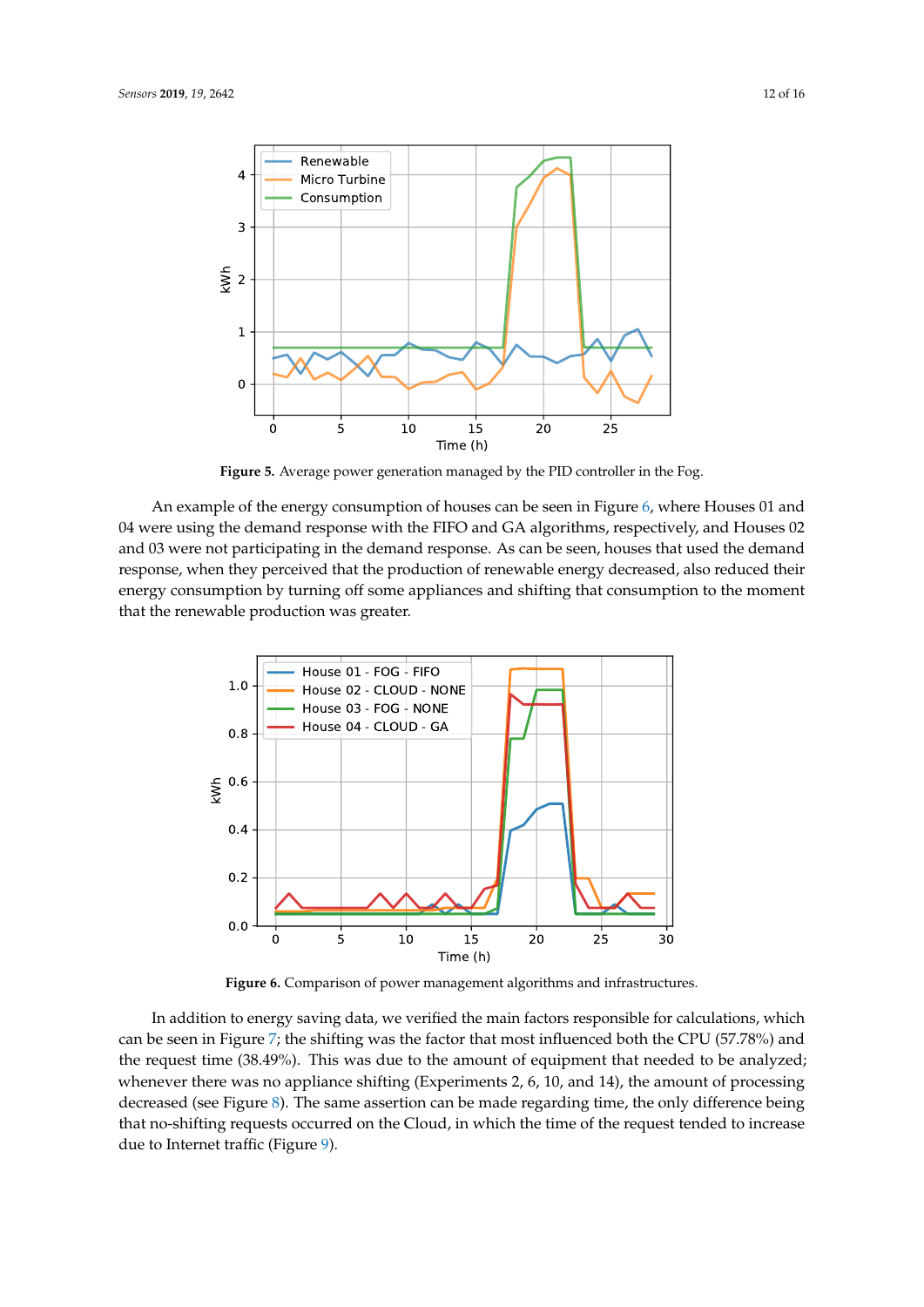Figure 5. Average power generation managed by the PID controller in the Fog.

An example of the energy consumption of houses can be seen in Figure 6, where Houses 01 and 04 were using the demand response with the FIFO and GA algorithms, respectively, and Houses 02 and 03 were not participating in the demand response. As can be seen, houses that used the demand response, when they perceived that the production of renewable energy decreased, also reduced their energy consumption by turning off some appliances and shifting that consumption to the moment that the renewable production was greater.

Figure 6. Comparison of power management algorithms and infrastructures.

In addition to energy saving data, we verified the main factors responsible for calculations, which can be seen in Figure 7; the shifting was the factor that most influenced both the CPU (57.78%) and the request time (38.49%). This was due to the amount of equipment that needed to be analyzed; whenever there was no appliance shifting (Experiments 2, 6, 10, and 14), the amount of processing decreased (see Figure 8). The same assertion can be made regarding time, the only difference being that no-shifting requests occurred on the Cloud, in which the time of the request tended to increase due to Internet traffic (Figure 9).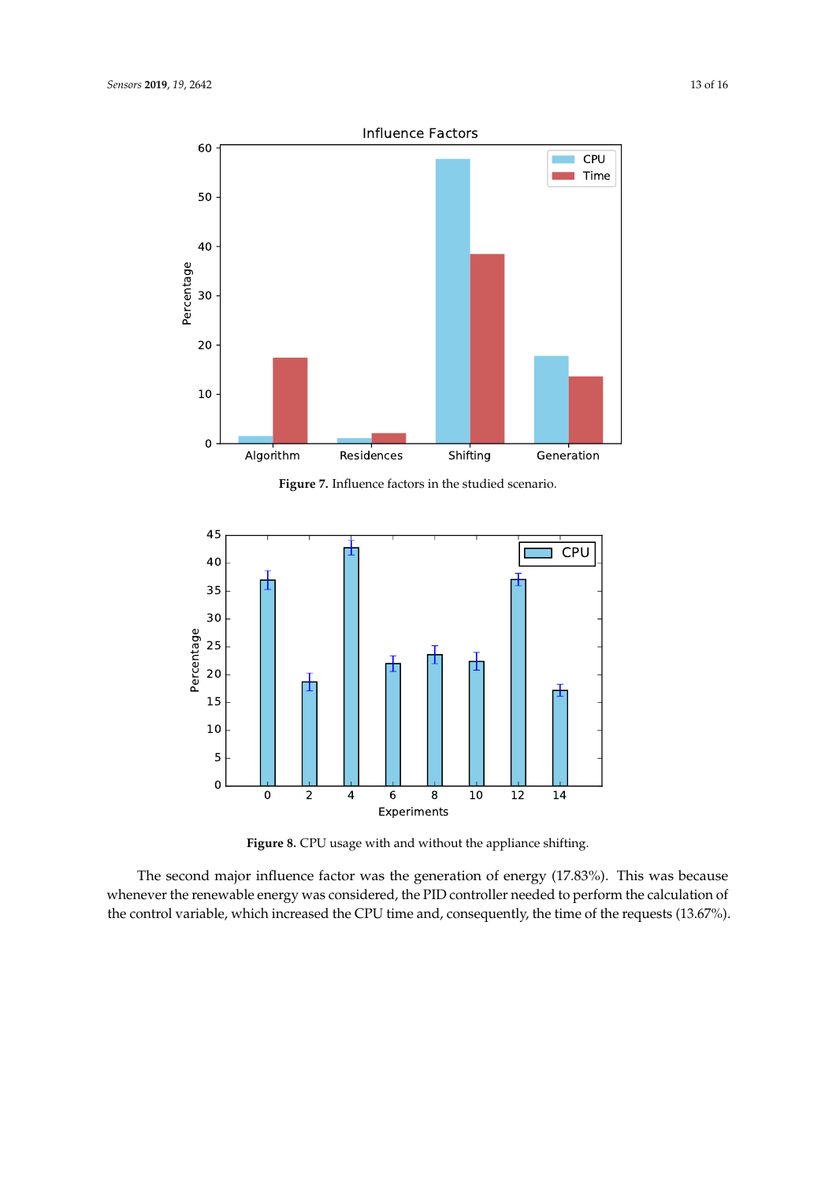**Figure 7.** Influence factors in the studied scenario.

**Figure 8.** CPU usage with and without the appliance shifting.

The second major influence factor was the generation of energy (17.83%). This was because whenever the renewable energy was considered, the PID controller needed to perform the calculation of the control variable, which increased the CPU time and, consequently, the time of the requests (13.67%).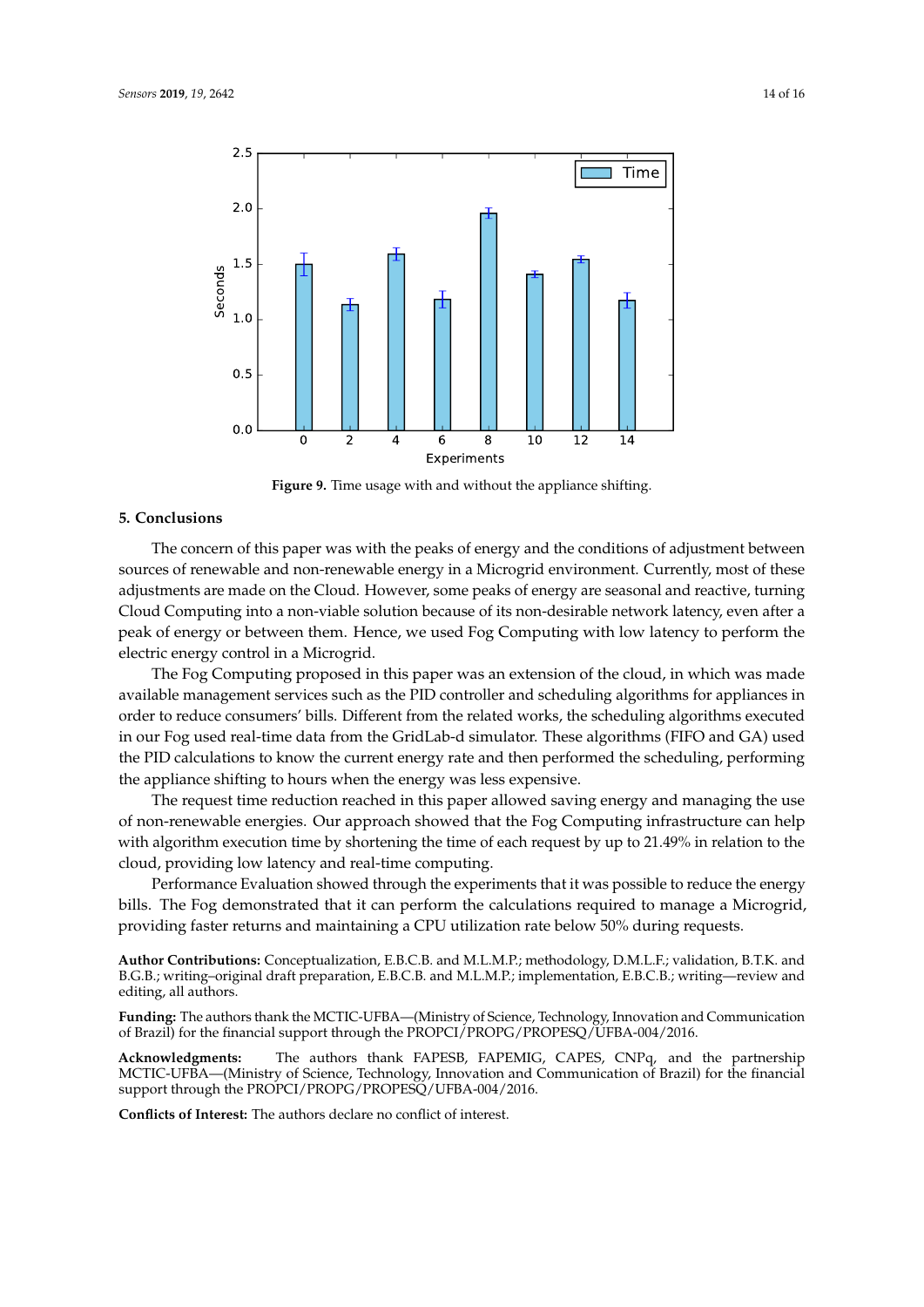2.5
2.0
1.5
1.0
0.5
0.0

Seconds

0 2 4 6 8 10 12 14

Experiments

Time

**Figure 9.** Time usage with and without the appliance shifting.

## 5. Conclusions

The concern of this paper was with the peaks of energy and the conditions of adjustment between sources of renewable and non-renewable energy in a Microgrid environment. Currently, most of these adjustments are made on the Cloud. However, some peaks of energy are seasonal and reactive, turning Cloud Computing into a non-viable solution because of its non-desirable network latency, even after a peak of energy or between them. Hence, we used Fog Computing with low latency to perform the electric energy control in a Microgrid.

The Fog Computing proposed in this paper was an extension of the cloud, in which was made available management services such as the PID controller and scheduling algorithms for appliances in order to reduce consumers' bills. Different from the related works, the scheduling algorithms executed in our Fog used real-time data from the GridLab-d simulator. These algorithms (FIFO and GA) used the PID calculations to know the current energy rate and then performed the scheduling, performing the appliance shifting to hours when the energy was less expensive.

The request time reduction reached in this paper allowed saving energy and managing the use of non-renewable energies. Our approach showed that the Fog Computing infrastructure can help with algorithm execution time by shortening the time of each request by up to 21.49% in relation to the cloud, providing low latency and real-time computing.

Performance Evaluation showed through the experiments that it was possible to reduce the energy bills. The Fog demonstrated that it can perform the calculations required to manage a Microgrid, providing faster returns and maintaining a CPU utilization rate below 50% during requests.

**Author Contributions:** Conceptualization, E.B.C.B. and M.L.M.P.; methodology, D.M.L.F.; validation, B.T.K. and B.G.B.; writing–original draft preparation, E.B.C.B. and M.L.M.P.; implementation, E.B.C.B.; writing—review and editing, all authors.

**Funding:** The authors thank the MCTIC-UFBA—(Ministry of Science, Technology, Innovation and Communication of Brazil) for the financial support through the PROPCI/PROPG/PROPESQ/UFBA-004/2016.

**Acknowledgments:** The authors thank FAPESB, FAPEMIG, CAPES, CNPq, and the partnership MCTIC-UFBA—(Ministry of Science, Technology, Innovation and Communication of Brazil) for the financial support through the PROPCI/PROPG/PROPESQ/UFBA-004/2016.

**Conflicts of Interest:** The authors declare no conflict of interest.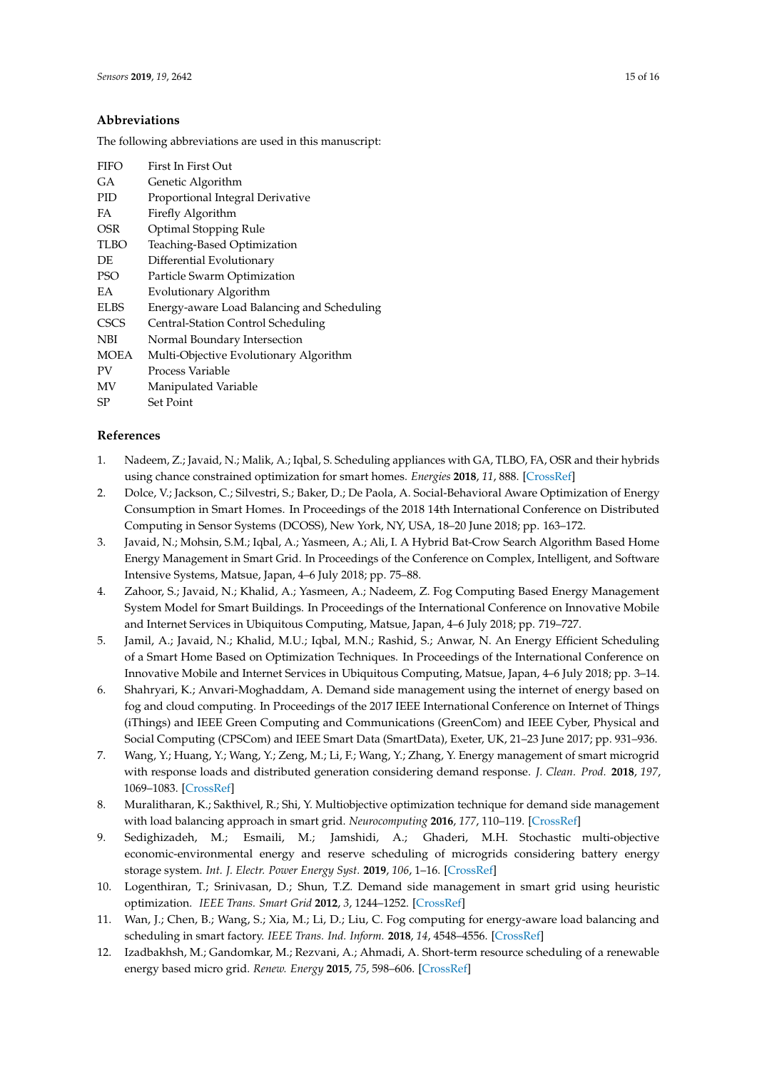## Abbreviations

The following abbreviations are used in this manuscript:

| | |
|---|---|
| FIFO | First In First Out |
| GA | Genetic Algorithm |
| PID | Proportional Integral Derivative |
| FA | Firefly Algorithm |
| OSR | Optimal Stopping Rule |
| TLBO | Teaching-Based Optimization |
| DE | Differential Evolutionary |
| PSO | Particle Swarm Optimization |
| EA | Evolutionary Algorithm |
| ELBS | Energy-aware Load Balancing and Scheduling |
| CSCS | Central-Station Control Scheduling |
| NBI | Normal Boundary Intersection |
| MOEA | Multi-Objective Evolutionary Algorithm |
| PV | Process Variable |
| MV | Manipulated Variable |
| SP | Set Point |

## References

1. Nadeem, Z.; Javaid, N.; Malik, A.; Iqbal, S. Scheduling appliances with GA, TLBO, FA, OSR and their hybrids using chance constrained optimization for smart homes. *Energies* **2018**, *11*, 888. [CrossRef]
2. Dolce, V.; Jackson, C.; Silvestri, S.; Baker, D.; De Paola, A. Social-Behavioral Aware Optimization of Energy Consumption in Smart Homes. In Proceedings of the 2018 14th International Conference on Distributed Computing in Sensor Systems (DCOSS), New York, NY, USA, 18–20 June 2018; pp. 163–172.
3. Javaid, N.; Mohsin, S.M.; Iqbal, A.; Yasmeen, A.; Ali, I. A Hybrid Bat-Crow Search Algorithm Based Home Energy Management in Smart Grid. In Proceedings of the Conference on Complex, Intelligent, and Software Intensive Systems, Matsue, Japan, 4–6 July 2018; pp. 75–88.
4. Zahoor, S.; Javaid, N.; Khalid, A.; Yasmeen, A.; Nadeem, Z. Fog Computing Based Energy Management System Model for Smart Buildings. In Proceedings of the International Conference on Innovative Mobile and Internet Services in Ubiquitous Computing, Matsue, Japan, 4–6 July 2018; pp. 719–727.
5. Jamil, A.; Javaid, N.; Khalid, M.U.; Iqbal, M.N.; Rashid, S.; Anwar, N. An Energy Efficient Scheduling of a Smart Home Based on Optimization Techniques. In Proceedings of the International Conference on Innovative Mobile and Internet Services in Ubiquitous Computing, Matsue, Japan, 4–6 July 2018; pp. 3–14.
6. Shahryari, K.; Anvari-Moghaddam, A. Demand side management using the internet of energy based on fog and cloud computing. In Proceedings of the 2017 IEEE International Conference on Internet of Things (iThings) and IEEE Green Computing and Communications (GreenCom) and IEEE Cyber, Physical and Social Computing (CPSCom) and IEEE Smart Data (SmartData), Exeter, UK, 21–23 June 2017; pp. 931–936.
7. Wang, Y.; Huang, Y.; Wang, Y.; Zeng, M.; Li, F.; Wang, Y.; Zhang, Y. Energy management of smart microgrid with response loads and distributed generation considering demand response. *J. Clean. Prod.* **2018**, *197*, 1069–1083. [CrossRef]
8. Muralitharan, K.; Sakthivel, R.; Shi, Y. Multiobjective optimization technique for demand side management with load balancing approach in smart grid. *Neurocomputing* **2016**, *177*, 110–119. [CrossRef]
9. Sedighizadeh, M.; Esmaili, M.; Jamshidi, A.; Ghaderi, M.H. Stochastic multi-objective economic-environmental energy and reserve scheduling of microgrids considering battery energy storage system. *Int. J. Electr. Power Energy Syst.* **2019**, *106*, 1–16. [CrossRef]
10. Logenthiran, T.; Srinivasan, D.; Shun, T.Z. Demand side management in smart grid using heuristic optimization. *IEEE Trans. Smart Grid* **2012**, *3*, 1244–1252. [CrossRef]
11. Wan, J.; Chen, B.; Wang, S.; Xia, M.; Li, D.; Liu, C. Fog computing for energy-aware load balancing and scheduling in smart factory. *IEEE Trans. Ind. Inform.* **2018**, *14*, 4548–4556. [CrossRef]
12. Izadbakhsh, M.; Gandomkar, M.; Rezvani, A.; Ahmadi, A. Short-term resource scheduling of a renewable energy based micro grid. *Renew. Energy* **2015**, *75*, 598–606. [CrossRef]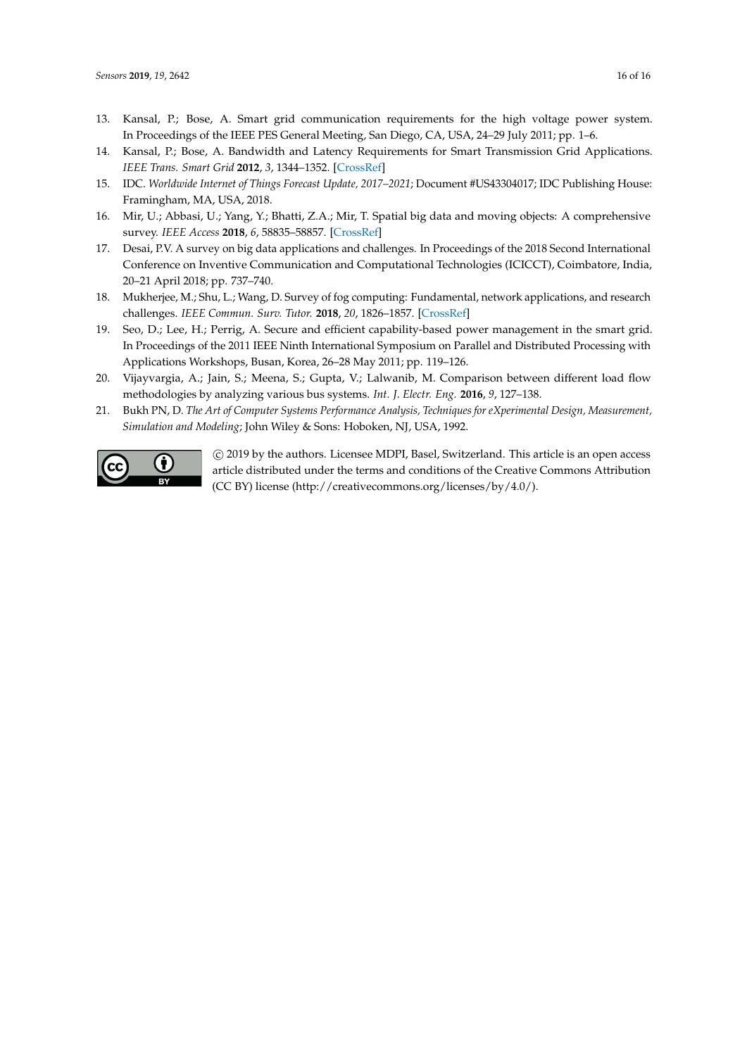13. Kansal, P.; Bose, A. Smart grid communication requirements for the high voltage power system. In Proceedings of the IEEE PES General Meeting, San Diego, CA, USA, 24–29 July 2011; pp. 1–6.
14. Kansal, P.; Bose, A. Bandwidth and Latency Requirements for Smart Transmission Grid Applications. *IEEE Trans. Smart Grid* **2012**, *3*, 1344–1352. [CrossRef]
15. IDC. *Worldwide Internet of Things Forecast Update, 2017–2021*; Document #US43304017; IDC Publishing House: Framingham, MA, USA, 2018.
16. Mir, U.; Abbasi, U.; Yang, Y.; Bhatti, Z.A.; Mir, T. Spatial big data and moving objects: A comprehensive survey. *IEEE Access* **2018**, *6*, 58835–58857. [CrossRef]
17. Desai, P.V. A survey on big data applications and challenges. In Proceedings of the 2018 Second International Conference on Inventive Communication and Computational Technologies (ICICCT), Coimbatore, India, 20–21 April 2018; pp. 737–740.
18. Mukherjee, M.; Shu, L.; Wang, D. Survey of fog computing: Fundamental, network applications, and research challenges. *IEEE Commun. Surv. Tutor.* **2018**, *20*, 1826–1857. [CrossRef]
19. Seo, D.; Lee, H.; Perrig, A. Secure and efficient capability-based power management in the smart grid. In Proceedings of the 2011 IEEE Ninth International Symposium on Parallel and Distributed Processing with Applications Workshops, Busan, Korea, 26–28 May 2011; pp. 119–126.
20. Vijayvargia, A.; Jain, S.; Meena, S.; Gupta, V.; Lalwanib, M. Comparison between different load flow methodologies by analyzing various bus systems. *Int. J. Electr. Eng.* **2016**, *9*, 127–138.
21. Bukh PN, D. *The Art of Computer Systems Performance Analysis, Techniques for eXperimental Design, Measurement, Simulation and Modeling*; John Wiley & Sons: Hoboken, NJ, USA, 1992.

© 2019 by the authors. Licensee MDPI, Basel, Switzerland. This article is an open access article distributed under the terms and conditions of the Creative Commons Attribution (CC BY) license (http://creativecommons.org/licenses/by/4.0/).